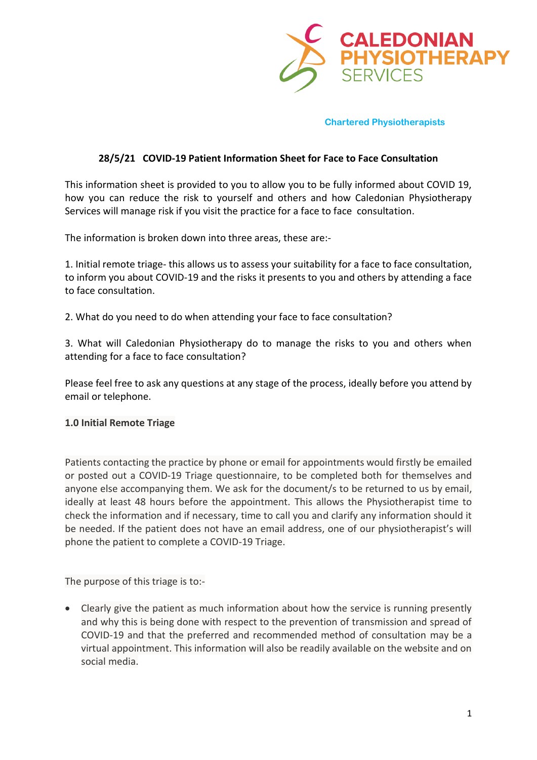CALEDONIAN PHYSIOTHERAPY SERVICES

Chartered Physiotherapists

## 28/5/21 COVID-19 Patient Information Sheet for Face to Face Consultation

This information sheet is provided to you to allow you to be fully informed about COVID 19, how you can reduce the risk to yourself and others and how Caledonian Physiotherapy Services will manage risk if you visit the practice for a face to face consultation.

The information is broken down into three areas, these are:-

1. Initial remote triage- this allows us to assess your suitability for a face to face consultation, to inform you about COVID-19 and the risks it presents to you and others by attending a face to face consultation.

2. What do you need to do when attending your face to face consultation?

3. What will Caledonian Physiotherapy do to manage the risks to you and others when attending for a face to face consultation?

Please feel free to ask any questions at any stage of the process, ideally before you attend by email or telephone.

### 1.0 Initial Remote Triage

Patients contacting the practice by phone or email for appointments would firstly be emailed or posted out a COVID-19 Triage questionnaire, to be completed both for themselves and anyone else accompanying them. We ask for the document/s to be returned to us by email, ideally at least 48 hours before the appointment. This allows the Physiotherapist time to check the information and if necessary, time to call you and clarify any information should it be needed. If the patient does not have an email address, one of our physiotherapist's will phone the patient to complete a COVID-19 Triage.

The purpose of this triage is to:-

- Clearly give the patient as much information about how the service is running presently and why this is being done with respect to the prevention of transmission and spread of COVID-19 and that the preferred and recommended method of consultation may be a virtual appointment. This information will also be readily available on the website and on social media.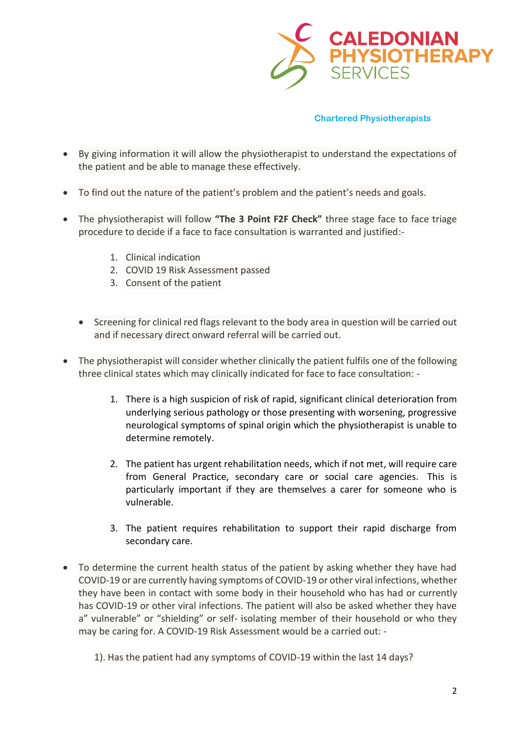- By giving information it will allow the physiotherapist to understand the expectations of the patient and be able to manage these effectively.

- To find out the nature of the patient's problem and the patient's needs and goals.

- The physiotherapist will follow **"The 3 Point F2F Check"** three stage face to face triage procedure to decide if a face to face consultation is warranted and justified:-

    1. Clinical indication
    2. COVID 19 Risk Assessment passed
    3. Consent of the patient

    - Screening for clinical red flags relevant to the body area in question will be carried out and if necessary direct onward referral will be carried out.

- The physiotherapist will consider whether clinically the patient fulfils one of the following three clinical states which may clinically indicated for face to face consultation: -

    1. There is a high suspicion of risk of rapid, significant clinical deterioration from underlying serious pathology or those presenting with worsening, progressive neurological symptoms of spinal origin which the physiotherapist is unable to determine remotely.

    2. The patient has urgent rehabilitation needs, which if not met, will require care from General Practice, secondary care or social care agencies. This is particularly important if they are themselves a carer for someone who is vulnerable.

    3. The patient requires rehabilitation to support their rapid discharge from secondary care.

- To determine the current health status of the patient by asking whether they have had COVID-19 or are currently having symptoms of COVID-19 or other viral infections, whether they have been in contact with some body in their household who has had or currently has COVID-19 or other viral infections. The patient will also be asked whether they have a" vulnerable" or "shielding" or self- isolating member of their household or who they may be caring for. A COVID-19 Risk Assessment would be a carried out: -

    1). Has the patient had any symptoms of COVID-19 within the last 14 days?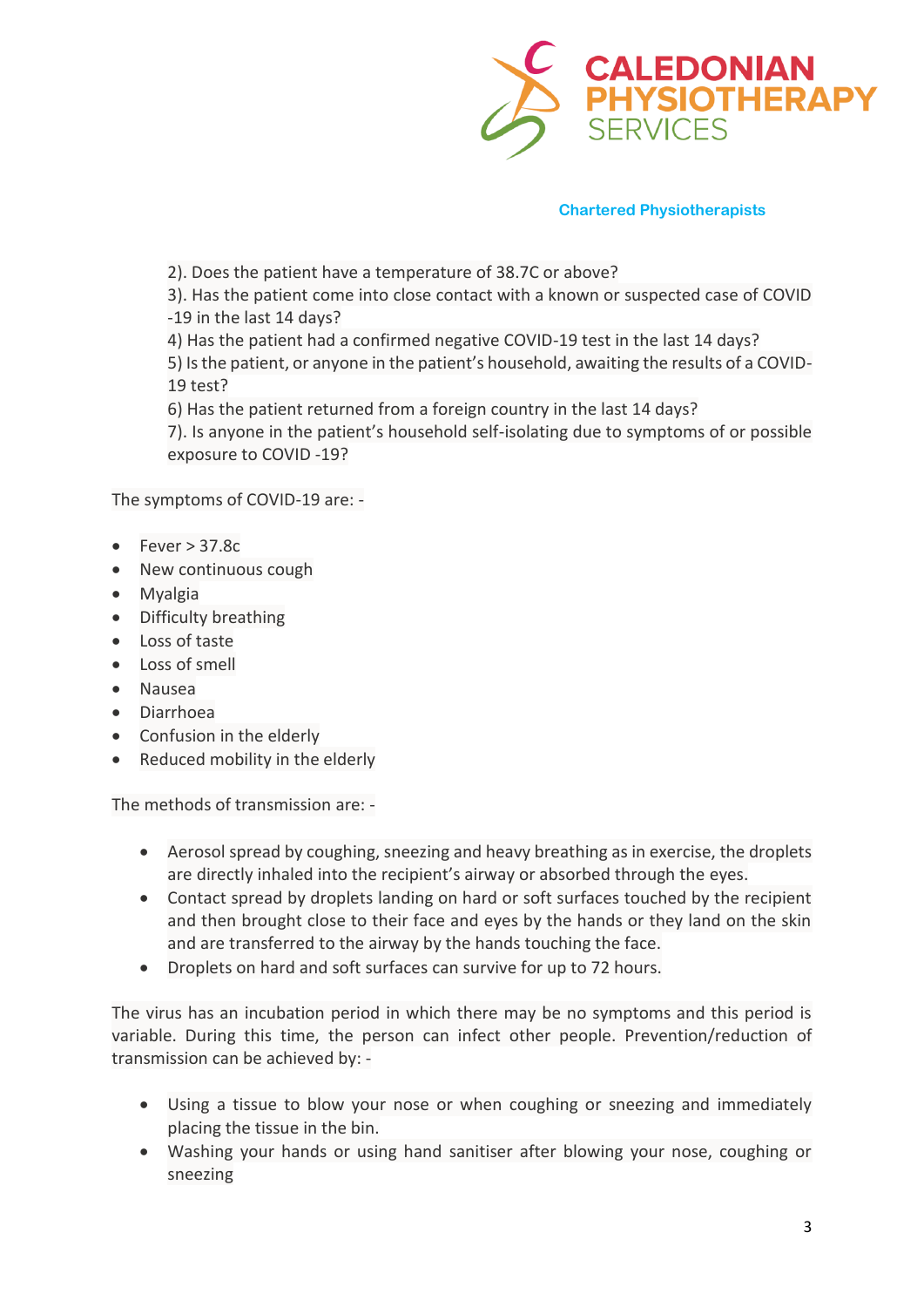2). Does the patient have a temperature of 38.7C or above?
3). Has the patient come into close contact with a known or suspected case of COVID -19 in the last 14 days?
4) Has the patient had a confirmed negative COVID-19 test in the last 14 days?
5) Is the patient, or anyone in the patient's household, awaiting the results of a COVID-19 test?
6) Has the patient returned from a foreign country in the last 14 days?
7). Is anyone in the patient's household self-isolating due to symptoms of or possible exposure to COVID -19?

The symptoms of COVID-19 are: -

- Fever > 37.8c
- New continuous cough
- Myalgia
- Difficulty breathing
- Loss of taste
- Loss of smell
- Nausea
- Diarrhoea
- Confusion in the elderly
- Reduced mobility in the elderly

The methods of transmission are: -

- Aerosol spread by coughing, sneezing and heavy breathing as in exercise, the droplets are directly inhaled into the recipient's airway or absorbed through the eyes.
- Contact spread by droplets landing on hard or soft surfaces touched by the recipient and then brought close to their face and eyes by the hands or they land on the skin and are transferred to the airway by the hands touching the face.
- Droplets on hard and soft surfaces can survive for up to 72 hours.

The virus has an incubation period in which there may be no symptoms and this period is variable. During this time, the person can infect other people. Prevention/reduction of transmission can be achieved by: -

- Using a tissue to blow your nose or when coughing or sneezing and immediately placing the tissue in the bin.
- Washing your hands or using hand sanitiser after blowing your nose, coughing or sneezing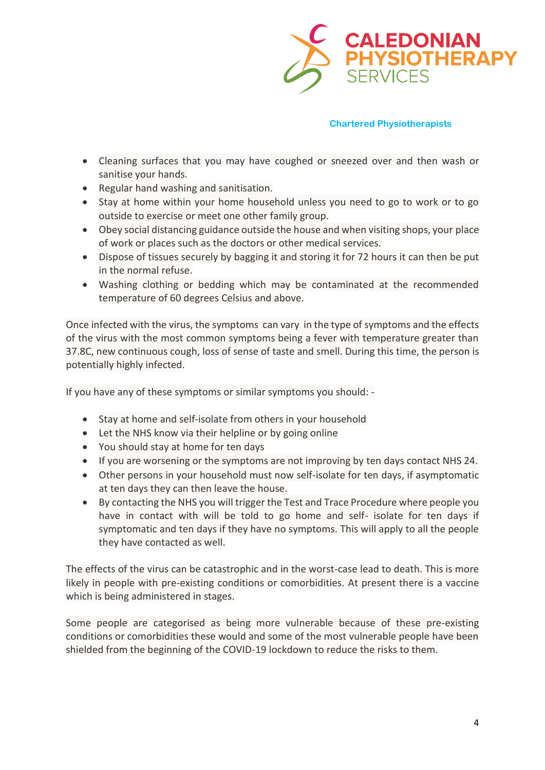- Cleaning surfaces that you may have coughed or sneezed over and then wash or sanitise your hands.
- Regular hand washing and sanitisation.
- Stay at home within your home household unless you need to go to work or to go outside to exercise or meet one other family group.
- Obey social distancing guidance outside the house and when visiting shops, your place of work or places such as the doctors or other medical services.
- Dispose of tissues securely by bagging it and storing it for 72 hours it can then be put in the normal refuse.
- Washing clothing or bedding which may be contaminated at the recommended temperature of 60 degrees Celsius and above.

Once infected with the virus, the symptoms can vary in the type of symptoms and the effects of the virus with the most common symptoms being a fever with temperature greater than 37.8C, new continuous cough, loss of sense of taste and smell. During this time, the person is potentially highly infected.

If you have any of these symptoms or similar symptoms you should: -

- Stay at home and self-isolate from others in your household
- Let the NHS know via their helpline or by going online
- You should stay at home for ten days
- If you are worsening or the symptoms are not improving by ten days contact NHS 24.
- Other persons in your household must now self-isolate for ten days, if asymptomatic at ten days they can then leave the house.
- By contacting the NHS you will trigger the Test and Trace Procedure where people you have in contact with will be told to go home and self- isolate for ten days if symptomatic and ten days if they have no symptoms. This will apply to all the people they have contacted as well.

The effects of the virus can be catastrophic and in the worst-case lead to death. This is more likely in people with pre-existing conditions or comorbidities. At present there is a vaccine which is being administered in stages.

Some people are categorised as being more vulnerable because of these pre-existing conditions or comorbidities these would and some of the most vulnerable people have been shielded from the beginning of the COVID-19 lockdown to reduce the risks to them.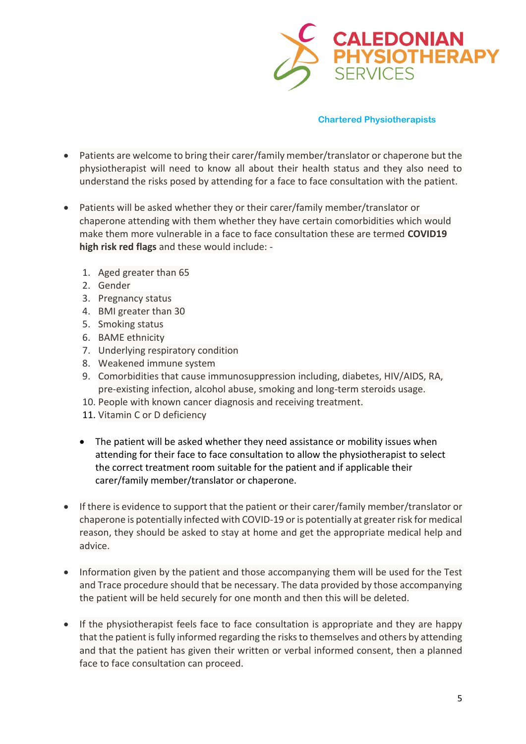- Patients are welcome to bring their carer/family member/translator or chaperone but the physiotherapist will need to know all about their health status and they also need to understand the risks posed by attending for a face to face consultation with the patient.

- Patients will be asked whether they or their carer/family member/translator or chaperone attending with them whether they have certain comorbidities which would make them more vulnerable in a face to face consultation these are termed **COVID19 high risk red flags** and these would include: -

  1. Aged greater than 65
  2. Gender
  3. Pregnancy status
  4. BMI greater than 30
  5. Smoking status
  6. BAME ethnicity
  7. Underlying respiratory condition
  8. Weakened immune system
  9. Comorbidities that cause immunosuppression including, diabetes, HIV/AIDS, RA, pre-existing infection, alcohol abuse, smoking and long-term steroids usage.
  10. People with known cancer diagnosis and receiving treatment.
  11. Vitamin C or D deficiency

  - The patient will be asked whether they need assistance or mobility issues when attending for their face to face consultation to allow the physiotherapist to select the correct treatment room suitable for the patient and if applicable their carer/family member/translator or chaperone.

- If there is evidence to support that the patient or their carer/family member/translator or chaperone is potentially infected with COVID-19 or is potentially at greater risk for medical reason, they should be asked to stay at home and get the appropriate medical help and advice.

- Information given by the patient and those accompanying them will be used for the Test and Trace procedure should that be necessary. The data provided by those accompanying the patient will be held securely for one month and then this will be deleted.

- If the physiotherapist feels face to face consultation is appropriate and they are happy that the patient is fully informed regarding the risks to themselves and others by attending and that the patient has given their written or verbal informed consent, then a planned face to face consultation can proceed.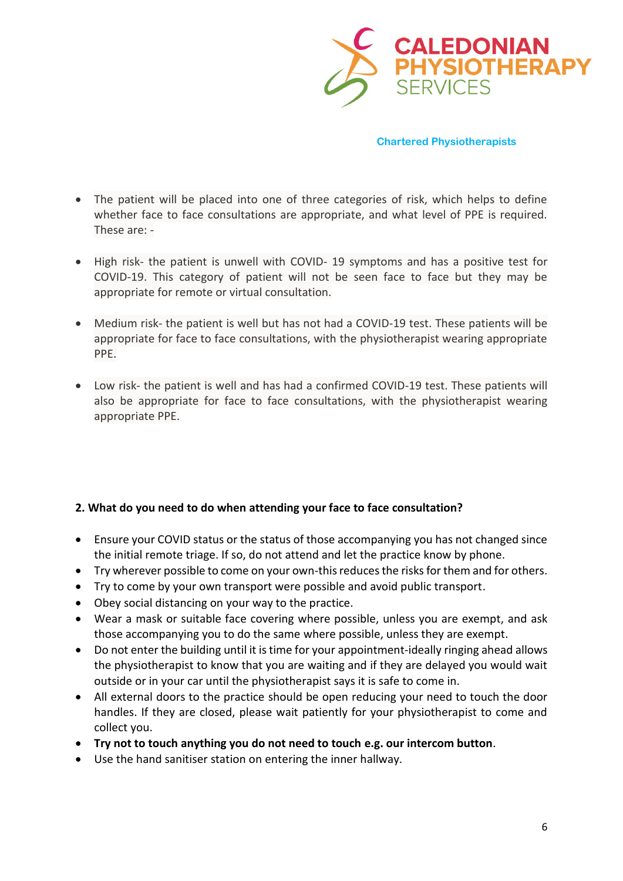- The patient will be placed into one of three categories of risk, which helps to define whether face to face consultations are appropriate, and what level of PPE is required. These are: -

- High risk- the patient is unwell with COVID- 19 symptoms and has a positive test for COVID-19. This category of patient will not be seen face to face but they may be appropriate for remote or virtual consultation.

- Medium risk- the patient is well but has not had a COVID-19 test. These patients will be appropriate for face to face consultations, with the physiotherapist wearing appropriate PPE.

- Low risk- the patient is well and has had a confirmed COVID-19 test. These patients will also be appropriate for face to face consultations, with the physiotherapist wearing appropriate PPE.

**2. What do you need to do when attending your face to face consultation?**

- Ensure your COVID status or the status of those accompanying you has not changed since the initial remote triage. If so, do not attend and let the practice know by phone.
- Try wherever possible to come on your own-this reduces the risks for them and for others.
- Try to come by your own transport were possible and avoid public transport.
- Obey social distancing on your way to the practice.
- Wear a mask or suitable face covering where possible, unless you are exempt, and ask those accompanying you to do the same where possible, unless they are exempt.
- Do not enter the building until it is time for your appointment-ideally ringing ahead allows the physiotherapist to know that you are waiting and if they are delayed you would wait outside or in your car until the physiotherapist says it is safe to come in.
- All external doors to the practice should be open reducing your need to touch the door handles. If they are closed, please wait patiently for your physiotherapist to come and collect you.
- **Try not to touch anything you do not need to touch e.g. our intercom button**.
- Use the hand sanitiser station on entering the inner hallway.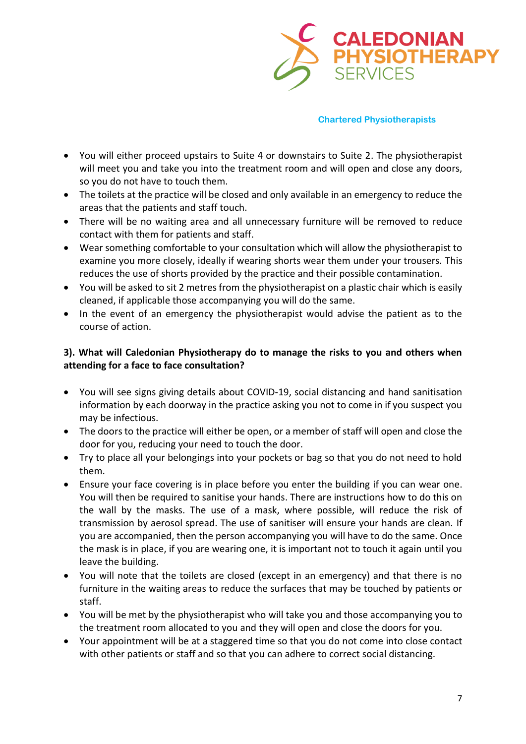- You will either proceed upstairs to Suite 4 or downstairs to Suite 2. The physiotherapist will meet you and take you into the treatment room and will open and close any doors, so you do not have to touch them.
- The toilets at the practice will be closed and only available in an emergency to reduce the areas that the patients and staff touch.
- There will be no waiting area and all unnecessary furniture will be removed to reduce contact with them for patients and staff.
- Wear something comfortable to your consultation which will allow the physiotherapist to examine you more closely, ideally if wearing shorts wear them under your trousers. This reduces the use of shorts provided by the practice and their possible contamination.
- You will be asked to sit 2 metres from the physiotherapist on a plastic chair which is easily cleaned, if applicable those accompanying you will do the same.
- In the event of an emergency the physiotherapist would advise the patient as to the course of action.

**3). What will Caledonian Physiotherapy do to manage the risks to you and others when attending for a face to face consultation?**

- You will see signs giving details about COVID-19, social distancing and hand sanitisation information by each doorway in the practice asking you not to come in if you suspect you may be infectious.
- The doors to the practice will either be open, or a member of staff will open and close the door for you, reducing your need to touch the door.
- Try to place all your belongings into your pockets or bag so that you do not need to hold them.
- Ensure your face covering is in place before you enter the building if you can wear one. You will then be required to sanitise your hands. There are instructions how to do this on the wall by the masks. The use of a mask, where possible, will reduce the risk of transmission by aerosol spread. The use of sanitiser will ensure your hands are clean. If you are accompanied, then the person accompanying you will have to do the same. Once the mask is in place, if you are wearing one, it is important not to touch it again until you leave the building.
- You will note that the toilets are closed (except in an emergency) and that there is no furniture in the waiting areas to reduce the surfaces that may be touched by patients or staff.
- You will be met by the physiotherapist who will take you and those accompanying you to the treatment room allocated to you and they will open and close the doors for you.
- Your appointment will be at a staggered time so that you do not come into close contact with other patients or staff and so that you can adhere to correct social distancing.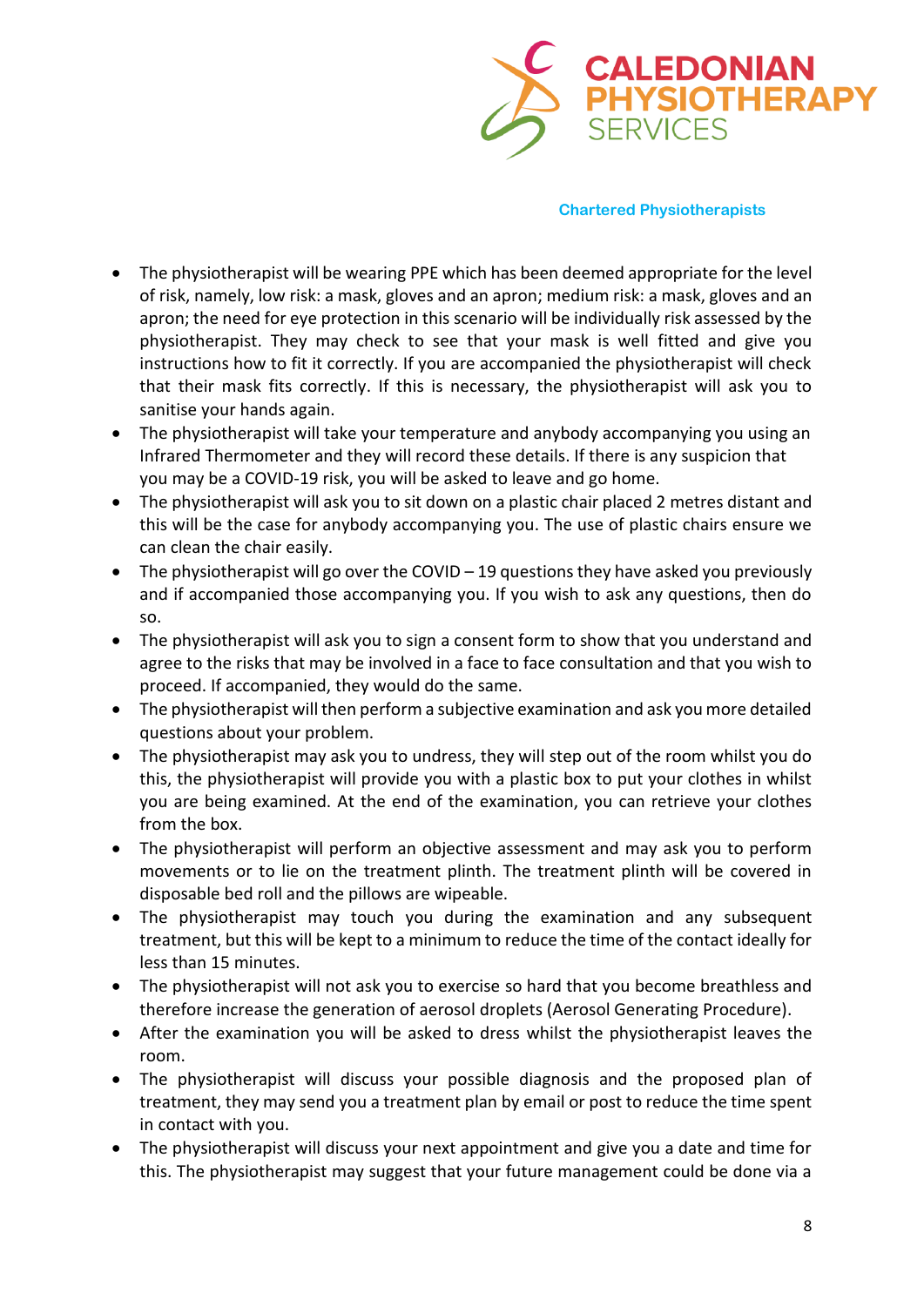- The physiotherapist will be wearing PPE which has been deemed appropriate for the level of risk, namely, low risk: a mask, gloves and an apron; medium risk: a mask, gloves and an apron; the need for eye protection in this scenario will be individually risk assessed by the physiotherapist. They may check to see that your mask is well fitted and give you instructions how to fit it correctly. If you are accompanied the physiotherapist will check that their mask fits correctly. If this is necessary, the physiotherapist will ask you to sanitise your hands again.
- The physiotherapist will take your temperature and anybody accompanying you using an Infrared Thermometer and they will record these details. If there is any suspicion that you may be a COVID-19 risk, you will be asked to leave and go home.
- The physiotherapist will ask you to sit down on a plastic chair placed 2 metres distant and this will be the case for anybody accompanying you. The use of plastic chairs ensure we can clean the chair easily.
- The physiotherapist will go over the COVID – 19 questions they have asked you previously and if accompanied those accompanying you. If you wish to ask any questions, then do so.
- The physiotherapist will ask you to sign a consent form to show that you understand and agree to the risks that may be involved in a face to face consultation and that you wish to proceed. If accompanied, they would do the same.
- The physiotherapist will then perform a subjective examination and ask you more detailed questions about your problem.
- The physiotherapist may ask you to undress, they will step out of the room whilst you do this, the physiotherapist will provide you with a plastic box to put your clothes in whilst you are being examined. At the end of the examination, you can retrieve your clothes from the box.
- The physiotherapist will perform an objective assessment and may ask you to perform movements or to lie on the treatment plinth. The treatment plinth will be covered in disposable bed roll and the pillows are wipeable.
- The physiotherapist may touch you during the examination and any subsequent treatment, but this will be kept to a minimum to reduce the time of the contact ideally for less than 15 minutes.
- The physiotherapist will not ask you to exercise so hard that you become breathless and therefore increase the generation of aerosol droplets (Aerosol Generating Procedure).
- After the examination you will be asked to dress whilst the physiotherapist leaves the room.
- The physiotherapist will discuss your possible diagnosis and the proposed plan of treatment, they may send you a treatment plan by email or post to reduce the time spent in contact with you.
- The physiotherapist will discuss your next appointment and give you a date and time for this. The physiotherapist may suggest that your future management could be done via a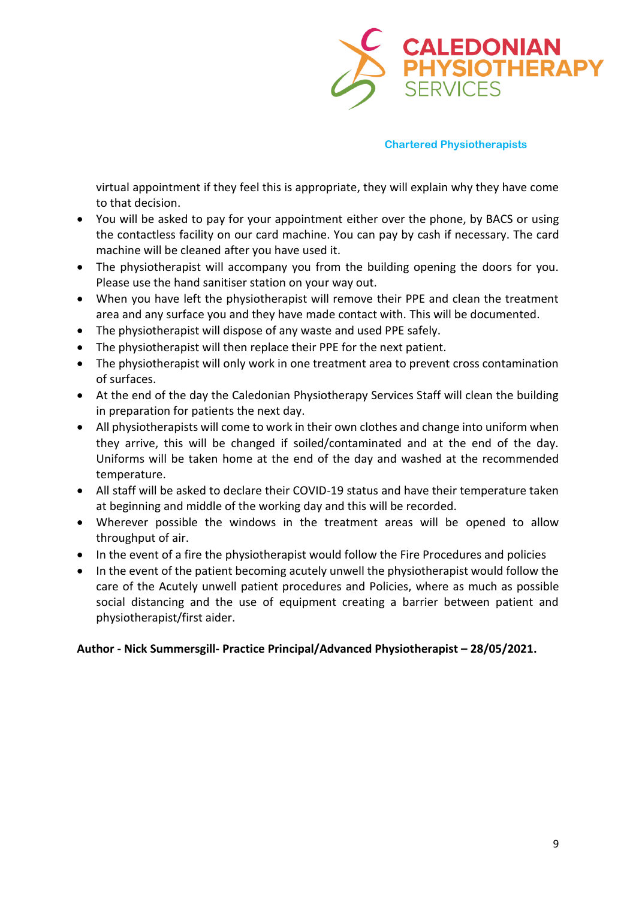virtual appointment if they feel this is appropriate, they will explain why they have come to that decision.

- You will be asked to pay for your appointment either over the phone, by BACS or using the contactless facility on our card machine. You can pay by cash if necessary. The card machine will be cleaned after you have used it.
- The physiotherapist will accompany you from the building opening the doors for you. Please use the hand sanitiser station on your way out.
- When you have left the physiotherapist will remove their PPE and clean the treatment area and any surface you and they have made contact with. This will be documented.
- The physiotherapist will dispose of any waste and used PPE safely.
- The physiotherapist will then replace their PPE for the next patient.
- The physiotherapist will only work in one treatment area to prevent cross contamination of surfaces.
- At the end of the day the Caledonian Physiotherapy Services Staff will clean the building in preparation for patients the next day.
- All physiotherapists will come to work in their own clothes and change into uniform when they arrive, this will be changed if soiled/contaminated and at the end of the day. Uniforms will be taken home at the end of the day and washed at the recommended temperature.
- All staff will be asked to declare their COVID-19 status and have their temperature taken at beginning and middle of the working day and this will be recorded.
- Wherever possible the windows in the treatment areas will be opened to allow throughput of air.
- In the event of a fire the physiotherapist would follow the Fire Procedures and policies
- In the event of the patient becoming acutely unwell the physiotherapist would follow the care of the Acutely unwell patient procedures and Policies, where as much as possible social distancing and the use of equipment creating a barrier between patient and physiotherapist/first aider.

**Author - Nick Summersgill- Practice Principal/Advanced Physiotherapist – 28/05/2021.**